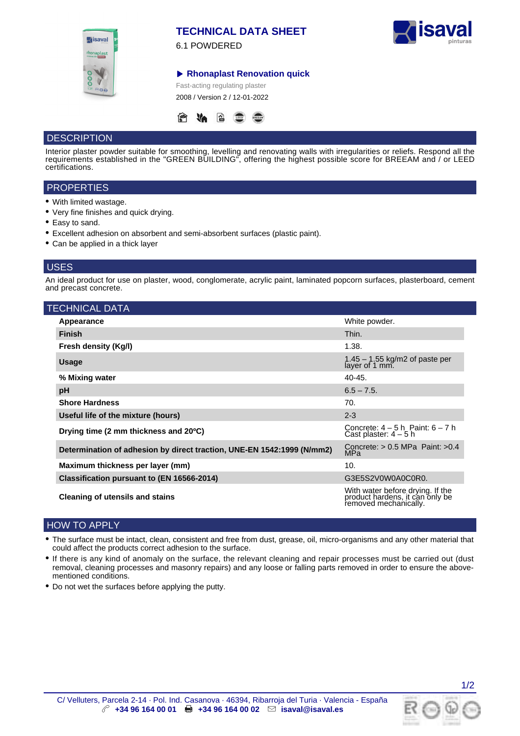# TECHNICAL DATA SHEET

6.1 POWDERED

## ▶ Rhonaplast Renovation quick

Fast-acting regulating plaster

2008 / Version 2 / 12-01-2022

## DESCRIPTION

Interior plaster powder suitable for smoothing, levelling and renovating walls with irregularities or reliefs. Respond all the requirements established in the "GREEN BUILDING", offering the highest possible score for BREEAM and / or LEED certifications.

## PROPERTIES

- With limited wastage.
- Very fine finishes and quick drying.
- Easy to sand.
- Excellent adhesion on absorbent and semi-absorbent surfaces (plastic paint).
- Can be applied in a thick layer

## USES

An ideal product for use on plaster, wood, conglomerate, acrylic paint, laminated popcorn surfaces, plasterboard, cement and precast concrete.

## TECHNICAL DATA

| Property | Value |
|---|---|
| **Appearance** | White powder. |
| **Finish** | Thin. |
| **Fresh density (Kg/l)** | 1.38. |
| **Usage** | 1.45 – 1.55 kg/m2 of paste per layer of 1 mm. |
| **% Mixing water** | 40-45. |
| **pH** | 6.5 – 7.5. |
| **Shore Hardness** | 70. |
| **Useful life of the mixture (hours)** | 2-3 |
| **Drying time (2 mm thickness and 20ºC)** | Concrete: 4 – 5 h Paint: 6 – 7 h Cast plaster: 4 – 5 h |
| **Determination of adhesion by direct traction, UNE-EN 1542:1999 (N/mm2)** | Concrete: > 0.5 MPa Paint: >0.4 MPa |
| **Maximum thickness per layer (mm)** | 10. |
| **Classification pursuant to (EN 16566-2014)** | G3E5S2V0W0A0C0R0. |
| **Cleaning of utensils and stains** | With water before drying. If the product hardens, it can only be removed mechanically. |

## HOW TO APPLY

- The surface must be intact, clean, consistent and free from dust, grease, oil, micro-organisms and any other material that could affect the products correct adhesion to the surface.
- If there is any kind of anomaly on the surface, the relevant cleaning and repair processes must be carried out (dust removal, cleaning processes and masonry repairs) and any loose or falling parts removed in order to ensure the above-mentioned conditions.
- Do not wet the surfaces before applying the putty.

C/ Velluters, Parcela 2-14 · Pol. Ind. Casanova · 46394, Ribarroja del Turia · Valencia - España
+34 96 164 00 01 · +34 96 164 00 02 · isaval@isaval.es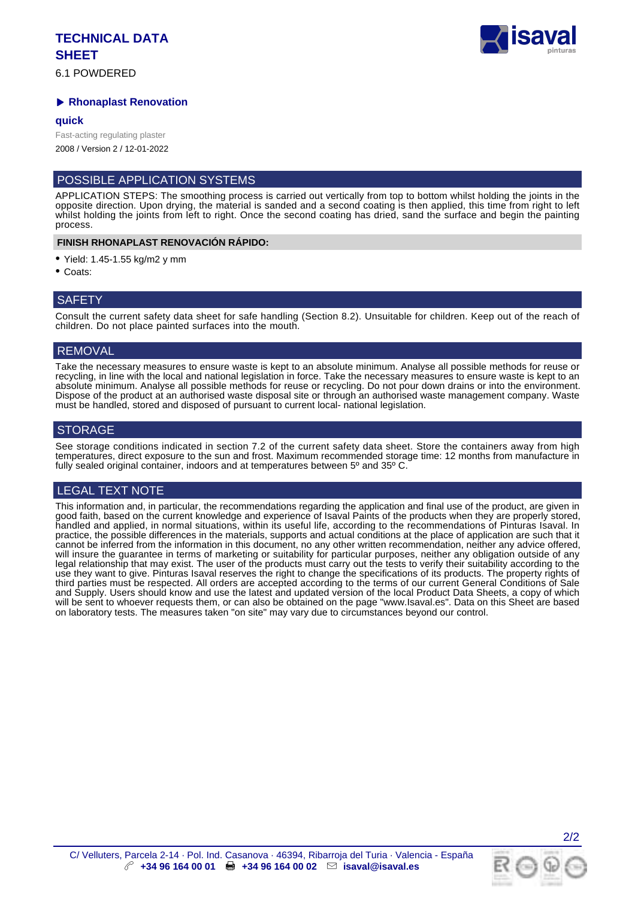# TECHNICAL DATA SHEET

6.1 POWDERED

## ▶ Rhonaplast Renovation

**quick**

Fast-acting regulating plaster

2008 / Version 2 / 12-01-2022

## POSSIBLE APPLICATION SYSTEMS

APPLICATION STEPS: The smoothing process is carried out vertically from top to bottom whilst holding the joints in the opposite direction. Upon drying, the material is sanded and a second coating is then applied, this time from right to left whilst holding the joints from left to right. Once the second coating has dried, sand the surface and begin the painting process.

### FINISH RHONAPLAST RENOVACIÓN RÁPIDO:

- Yield: 1.45-1.55 kg/m2 y mm
- Coats:

## SAFETY

Consult the current safety data sheet for safe handling (Section 8.2). Unsuitable for children. Keep out of the reach of children. Do not place painted surfaces into the mouth.

## REMOVAL

Take the necessary measures to ensure waste is kept to an absolute minimum. Analyse all possible methods for reuse or recycling, in line with the local and national legislation in force. Take the necessary measures to ensure waste is kept to an absolute minimum. Analyse all possible methods for reuse or recycling. Do not pour down drains or into the environment. Dispose of the product at an authorised waste disposal site or through an authorised waste management company. Waste must be handled, stored and disposed of pursuant to current local- national legislation.

## STORAGE

See storage conditions indicated in section 7.2 of the current safety data sheet. Store the containers away from high temperatures, direct exposure to the sun and frost. Maximum recommended storage time: 12 months from manufacture in fully sealed original container, indoors and at temperatures between 5º and 35º C.

## LEGAL TEXT NOTE

This information and, in particular, the recommendations regarding the application and final use of the product, are given in good faith, based on the current knowledge and experience of Isaval Paints of the products when they are properly stored, handled and applied, in normal situations, within its useful life, according to the recommendations of Pinturas Isaval. In practice, the possible differences in the materials, supports and actual conditions at the place of application are such that it cannot be inferred from the information in this document, no any other written recommendation, neither any advice offered, will insure the guarantee in terms of marketing or suitability for particular purposes, neither any obligation outside of any legal relationship that may exist. The user of the products must carry out the tests to verify their suitability according to the use they want to give. Pinturas Isaval reserves the right to change the specifications of its products. The property rights of third parties must be respected. All orders are accepted according to the terms of our current General Conditions of Sale and Supply. Users should know and use the latest and updated version of the local Product Data Sheets, a copy of which will be sent to whoever requests them, or can also be obtained on the page "www.Isaval.es". Data on this Sheet are based on laboratory tests. The measures taken "on site" may vary due to circumstances beyond our control.

C/ Velluters, Parcela 2-14 · Pol. Ind. Casanova · 46394, Ribarroja del Turia · Valencia - España
**+34 96 164 00 01** **+34 96 164 00 02** **isaval@isaval.es**